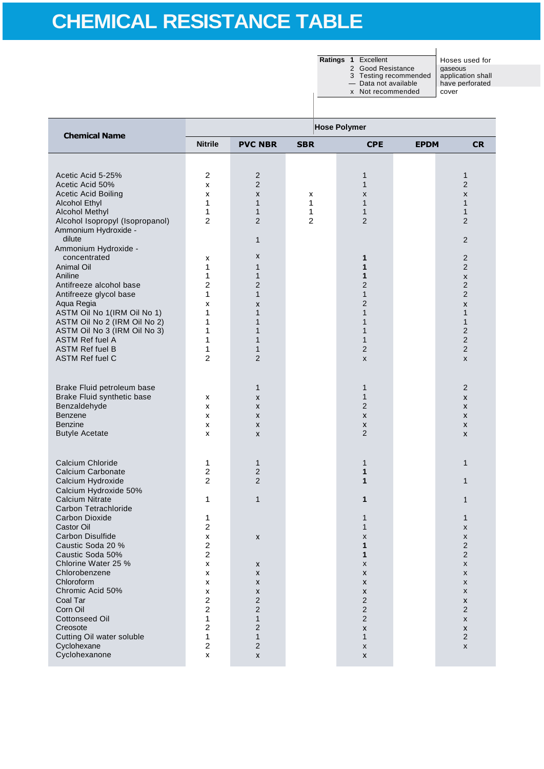# CHEMICAL RESISTANCE TABLE

**Ratings**
- 1 Excellent
- 2 Good Resistance
- 3 Testing recommended
- — Data not available
- x Not recommended

Hoses used for gaseous application shall have perforated cover

| Chemical Name | Hose Polymer | | | | | |
|---|---|---|---|---|---|---|
| | **Nitrile** | **PVC NBR** | **SBR** | **CPE** | **EPDM** | **CR** |
| Acetic Acid 5-25% | 2 | 2 | | 1 | | 1 |
| Acetic Acid 50% | x | 2 | | 1 | | 2 |
| Acetic Acid Boiling | x | x | x | x | | x |
| Alcohol Ethyl | 1 | 1 | 1 | 1 | | 1 |
| Alcohol Methyl | 1 | 1 | 1 | 1 | | 1 |
| Alcohol Isopropyl (Isopropanol) | 2 | 2 | 2 | 2 | | 2 |
| Ammonium Hydroxide - dilute | | 1 | | | | 2 |
| Ammonium Hydroxide - concentrated | x | x | | **1** | | 2 |
| Animal Oil | 1 | 1 | | **1** | | 2 |
| Aniline | 1 | 1 | | **1** | | x |
| Antifreeze alcohol base | 2 | 2 | | 2 | | 2 |
| Antifreeze glycol base | 1 | 1 | | 1 | | 2 |
| Aqua Regia | x | x | | 2 | | x |
| ASTM Oil No 1(IRM Oil No 1) | 1 | 1 | | 1 | | 1 |
| ASTM Oil No 2 (IRM Oil No 2) | 1 | 1 | | 1 | | 1 |
| ASTM Oil No 3 (IRM Oil No 3) | 1 | 1 | | 1 | | 2 |
| ASTM Ref fuel A | 1 | 1 | | 1 | | 2 |
| ASTM Ref fuel B | 1 | 1 | | 2 | | 2 |
| ASTM Ref fuel C | 2 | 2 | | x | | x |
| Brake Fluid petroleum base | | 1 | | 1 | | 2 |
| Brake Fluid synthetic base | x | x | | 1 | | x |
| Benzaldehyde | x | x | | 2 | | x |
| Benzene | x | x | | x | | x |
| Benzine | x | x | | x | | x |
| Butyle Acetate | x | x | | 2 | | x |
| Calcium Chloride | 1 | 1 | | 1 | | 1 |
| Calcium Carbonate | 2 | 2 | | **1** | | |
| Calcium Hydroxide | 2 | 2 | | **1** | | 1 |
| Calcium Hydroxide 50% | | | | | | |
| Calcium Nitrate | 1 | 1 | | **1** | | 1 |
| Carbon Tetrachloride | | | | | | |
| Carbon Dioxide | 1 | | | 1 | | 1 |
| Castor Oil | 2 | | | 1 | | x |
| Carbon Disulfide | x | x | | x | | x |
| Caustic Soda 20 % | 2 | | | **1** | | 2 |
| Caustic Soda 50% | 2 | | | **1** | | 2 |
| Chlorine Water 25 % | x | x | | x | | x |
| Chlorobenzene | x | x | | x | | x |
| Chloroform | x | x | | x | | x |
| Chromic Acid 50% | x | x | | x | | x |
| Coal Tar | 2 | 2 | | 2 | | x |
| Corn Oil | 2 | 2 | | 2 | | 2 |
| Cottonseed Oil | 1 | 1 | | 2 | | x |
| Creosote | 2 | 2 | | x | | x |
| Cutting Oil water soluble | 1 | 1 | | 1 | | 2 |
| Cyclohexane | 2 | 2 | | x | | x |
| Cyclohexanone | x | x | | x | | |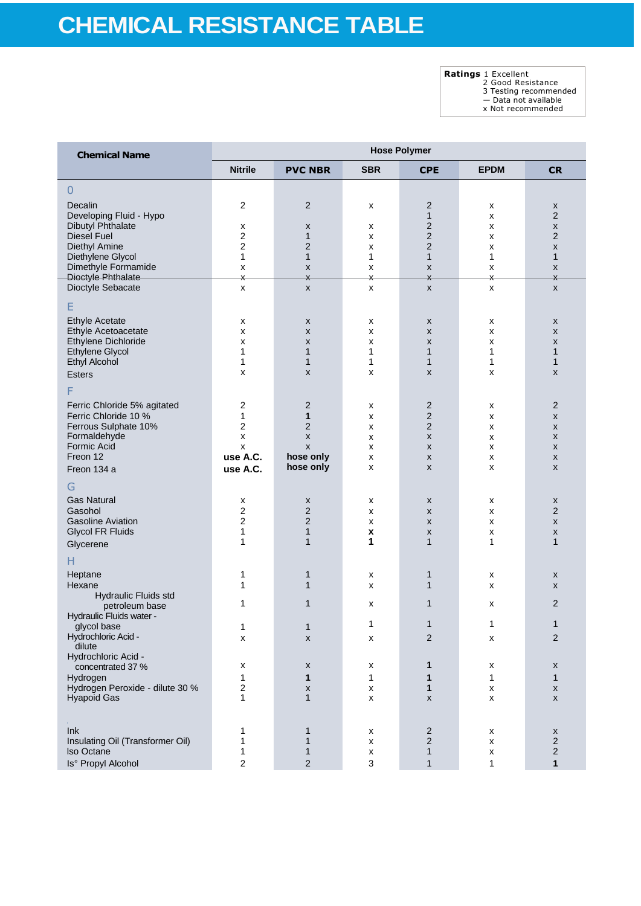# CHEMICAL RESISTANCE TABLE

**Ratings** 1 Excellent
2 Good Resistance
3 Testing recommended
— Data not available
x Not recommended

| Chemical Name | Hose Polymer | | | | | |
|---|---|---|---|---|---|---|
| | Nitrile | PVC NBR | SBR | CPE | EPDM | CR |
| **0** | | | | | | |
| Decalin | 2 | 2 | x | 2 | x | x |
| Developing Fluid - Hypo | | | | 1 | x | 2 |
| Dibutyl Phthalate | x | x | x | 2 | x | x |
| Diesel Fuel | 2 | 1 | x | 2 | x | 2 |
| Diethyl Amine | 2 | 2 | x | 2 | x | x |
| Diethylene Glycol | 1 | 1 | 1 | 1 | 1 | 1 |
| Dimethyle Formamide | x | x | x | x | x | x |
| ~~Dioctyle Phthalate~~ | ~~x~~ | ~~x~~ | ~~x~~ | ~~x~~ | ~~x~~ | ~~x~~ |
| Dioctyle Sebacate | x | x | x | x | x | x |
| **E** | | | | | | |
| Ethyle Acetate | x | x | x | x | x | x |
| Ethyle Acetoacetate | x | x | x | x | x | x |
| Ethylene Dichloride | x | x | x | x | x | x |
| Ethylene Glycol | 1 | 1 | 1 | 1 | 1 | 1 |
| Ethyl Alcohol | 1 | 1 | 1 | 1 | 1 | 1 |
| Esters | x | x | x | x | x | x |
| **F** | | | | | | |
| Ferric Chloride 5% agitated | 2 | 2 | x | 2 | x | 2 |
| Ferric Chloride 10 % | 1 | **1** | x | 2 | x | x |
| Ferrous Sulphate 10% | 2 | 2 | x | 2 | x | x |
| Formaldehyde | x | x | x | x | x | x |
| Formic Acid | x | x | x | x | x | x |
| Freon 12 | **use A.C.** | **hose only** | x | x | x | x |
| Freon 134 a | **use A.C.** | **hose only** | x | x | x | x |
| **G** | | | | | | |
| Gas Natural | x | x | x | x | x | x |
| Gasohol | 2 | 2 | x | x | x | 2 |
| Gasoline Aviation | 2 | 2 | x | x | x | x |
| Glycol FR Fluids | 1 | 1 | **x** | x | x | x |
| Glycerene | 1 | 1 | **1** | 1 | 1 | 1 |
| **H** | | | | | | |
| Heptane | 1 | 1 | x | 1 | x | x |
| Hexane | 1 | 1 | x | 1 | x | x |
| Hydraulic Fluids std petroleum base | 1 | 1 | x | 1 | x | 2 |
| Hydraulic Fluids water - glycol base | 1 | 1 | 1 | 1 | 1 | 1 |
| Hydrochloric Acid - dilute | x | x | x | 2 | x | 2 |
| Hydrochloric Acid - concentrated 37 % | x | x | x | **1** | x | x |
| Hydrogen | 1 | **1** | 1 | **1** | 1 | 1 |
| Hydrogen Peroxide - dilute 30 % | 2 | x | x | **1** | x | x |
| Hyapoid Gas | 1 | 1 | x | x | x | x |
| Ink | 1 | 1 | x | 2 | x | x |
| Insulating Oil (Transformer Oil) | 1 | 1 | x | 2 | x | 2 |
| Iso Octane | 1 | 1 | x | 1 | x | 2 |
| Is° Propyl Alcohol | 2 | 2 | 3 | 1 | 1 | **1** |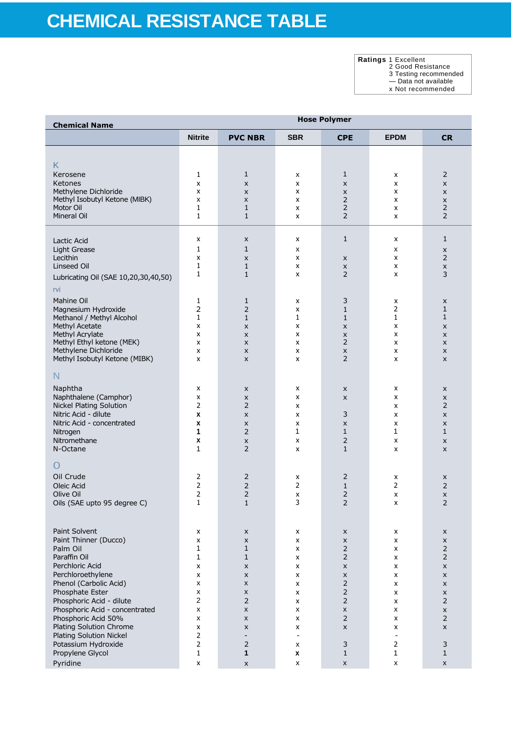# CHEMICAL RESISTANCE TABLE

**Ratings** 1 Excellent
2 Good Resistance
3 Testing recommended
— Data not available
x Not recommended

| Chemical Name | Hose Polymer | | | | | |
|---|---|---|---|---|---|---|
| | Nitrite | PVC NBR | SBR | CPE | EPDM | CR |
| K | | | | | | |
| Kerosene | 1 | 1 | x | 1 | x | 2 |
| Ketones | x | x | x | x | x | x |
| Methylene Dichloride | x | x | x | x | x | x |
| Methyl Isobutyl Ketone (MIBK) | x | x | x | 2 | x | x |
| Motor Oil | 1 | 1 | x | 2 | x | 2 |
| Mineral Oil | 1 | 1 | x | 2 | x | 2 |
| Lactic Acid | x | x | x | 1 | x | 1 |
| Light Grease | 1 | 1 | x | | x | x |
| Lecithin | x | x | x | x | x | 2 |
| Linseed Oil | 1 | 1 | x | x | x | x |
| Lubricating Oil (SAE 10,20,30,40,50) | 1 | 1 | x | 2 | x | 3 |
| rvi | | | | | | |
| Mahine Oil | 1 | 1 | x | 3 | x | x |
| Magnesium Hydroxide | 2 | 2 | x | 1 | 2 | 1 |
| Methanol / Methyl Alcohol | 1 | 1 | 1 | 1 | 1 | 1 |
| Methyl Acetate | x | x | x | x | x | x |
| Methyl Acrylate | x | x | x | x | x | x |
| Methyl Ethyl ketone (MEK) | x | x | x | 2 | x | x |
| Methylene Dichloride | x | x | x | x | x | x |
| Methyl Isobutyl Ketone (MIBK) | x | x | x | 2 | x | x |
| N | | | | | | |
| Naphtha | x | x | x | x | x | x |
| Naphthalene (Camphor) | x | x | x | x | x | x |
| Nickel Plating Solution | 2 | 2 | x | | x | 2 |
| Nitric Acid - dilute | **x** | x | x | 3 | x | x |
| Nitric Acid - concentrated | **x** | x | x | x | x | x |
| Nitrogen | **1** | 2 | 1 | 1 | 1 | 1 |
| Nitromethane | **x** | x | x | 2 | x | x |
| N-Octane | 1 | 2 | x | 1 | x | x |
| O | | | | | | |
| Oil Crude | 2 | 2 | x | 2 | x | x |
| Oleic Acid | 2 | 2 | 2 | 1 | 2 | 2 |
| Olive Oil | 2 | 2 | x | 2 | x | x |
| Oils (SAE upto 95 degree C) | 1 | 1 | 3 | 2 | x | 2 |
| Paint Solvent | x | x | x | x | x | x |
| Paint Thinner (Ducco) | x | x | x | x | x | x |
| Palm Oil | 1 | 1 | x | 2 | x | 2 |
| Paraffin Oil | 1 | 1 | x | 2 | x | 2 |
| Perchloric Acid | x | x | x | x | x | x |
| Perchloroethylene | x | x | x | x | x | x |
| Phenol (Carbolic Acid) | x | x | x | 2 | x | x |
| Phosphate Ester | x | x | x | 2 | x | x |
| Phosphoric Acid - dilute | 2 | 2 | x | 2 | x | 2 |
| Phosphoric Acid - concentrated | x | x | x | x | x | x |
| Phosphoric Acid 50% | x | x | x | 2 | x | 2 |
| Plating Solution Chrome | x | x | x | x | x | x |
| Plating Solution Nickel | 2 | - | - | | - | |
| Potassium Hydroxide | 2 | 2 | x | 3 | 2 | 3 |
| Propylene Glycol | 1 | **1** | **x** | 1 | 1 | 1 |
| Pyridine | x | x | x | x | x | x |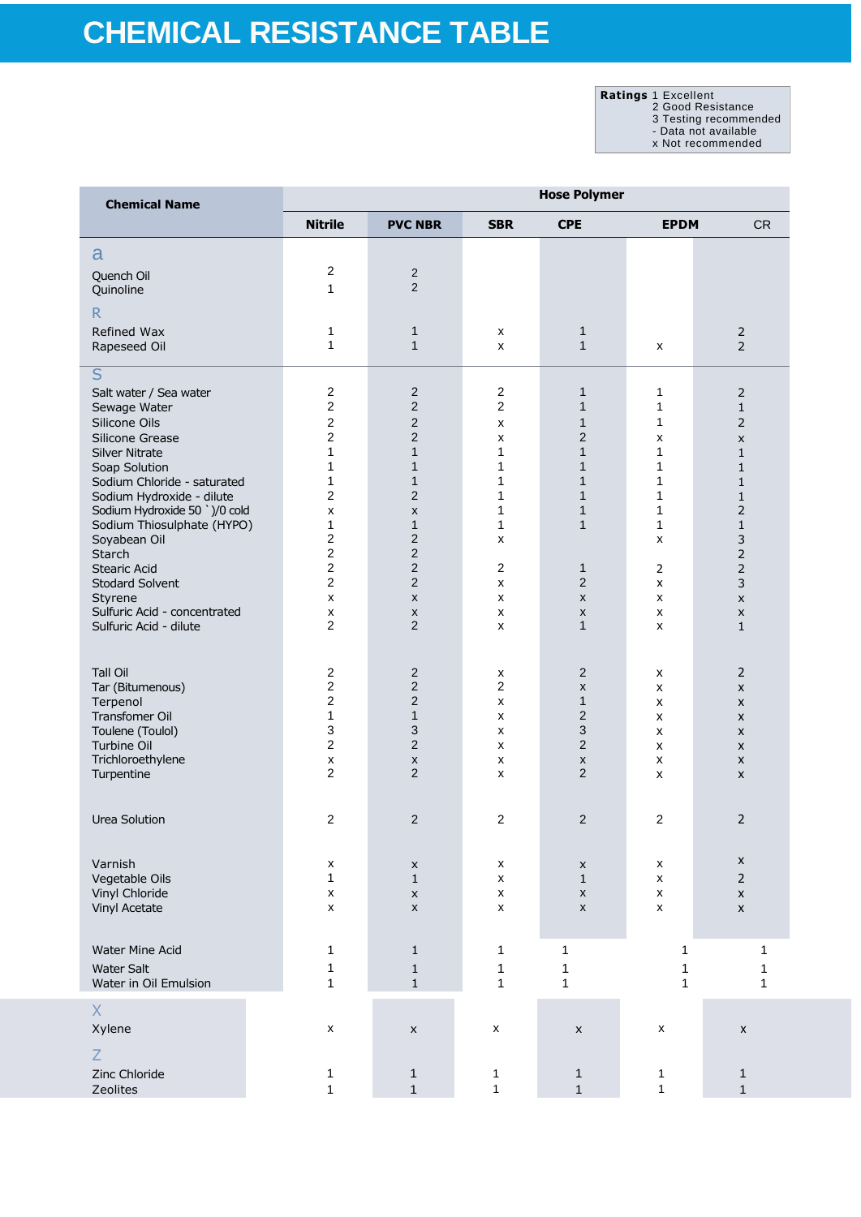# CHEMICAL RESISTANCE TABLE

**Ratings**
1 Excellent
2 Good Resistance
3 Testing recommended
- Data not available
x Not recommended

| Chemical Name | Hose Polymer | | | | | |
|---|---|---|---|---|---|---|
| | **Nitrile** | **PVC NBR** | **SBR** | **CPE** | **EPDM** | **CR** |
| **Q** | | | | | | |
| Quench Oil | 2 | 2 | | | | |
| Quinoline | 1 | 2 | | | | |
| **R** | | | | | | |
| Refined Wax | 1 | 1 | x | 1 | | 2 |
| Rapeseed Oil | 1 | 1 | x | 1 | x | 2 |
| **S** | | | | | | |
| Salt water / Sea water | 2 | 2 | 2 | 1 | 1 | 2 |
| Sewage Water | 2 | 2 | 2 | 1 | 1 | 1 |
| Silicone Oils | 2 | 2 | x | 1 | 1 | 2 |
| Silicone Grease | 2 | 2 | x | 2 | x | x |
| Silver Nitrate | 1 | 1 | 1 | 1 | 1 | 1 |
| Soap Solution | 1 | 1 | 1 | 1 | 1 | 1 |
| Sodium Chloride - saturated | 1 | 1 | 1 | 1 | 1 | 1 |
| Sodium Hydroxide - dilute | 2 | 2 | 1 | 1 | 1 | 1 |
| Sodium Hydroxide 50 `)/0 cold | x | x | 1 | 1 | 1 | 2 |
| Sodium Thiosulphate (HYPO) | 1 | 1 | 1 | 1 | 1 | 1 |
| Soyabean Oil | 2 | 2 | x | | x | 3 |
| Starch | 2 | 2 | | | | 2 |
| Stearic Acid | 2 | 2 | 2 | 1 | 2 | 2 |
| Stodard Solvent | 2 | 2 | x | 2 | x | 3 |
| Styrene | x | x | x | x | x | x |
| Sulfuric Acid - concentrated | x | x | x | x | x | x |
| Sulfuric Acid - dilute | 2 | 2 | x | 1 | x | 1 |
| Tall Oil | 2 | 2 | x | 2 | x | 2 |
| Tar (Bitumenous) | 2 | 2 | 2 | x | x | x |
| Terpenol | 2 | 2 | x | 1 | x | x |
| Transfomer Oil | 1 | 1 | x | 2 | x | x |
| Toulene (Toulol) | 3 | 3 | x | 3 | x | x |
| Turbine Oil | 2 | 2 | x | 2 | x | x |
| Trichloroethylene | x | x | x | x | x | x |
| Turpentine | 2 | 2 | x | 2 | x | x |
| Urea Solution | 2 | 2 | 2 | 2 | 2 | 2 |
| Varnish | x | x | x | x | x | x |
| Vegetable Oils | 1 | 1 | x | 1 | x | 2 |
| Vinyl Chloride | x | x | x | x | x | x |
| Vinyl Acetate | x | x | x | x | x | x |
| Water Mine Acid | 1 | 1 | 1 | 1 | 1 | 1 |
| Water Salt | 1 | 1 | 1 | 1 | 1 | 1 |
| Water in Oil Emulsion | 1 | 1 | 1 | 1 | 1 | 1 |
| **X** | | | | | | |
| Xylene | x | x | x | x | x | x |
| **Z** | | | | | | |
| Zinc Chloride | 1 | 1 | 1 | 1 | 1 | 1 |
| Zeolites | 1 | 1 | 1 | 1 | 1 | 1 |